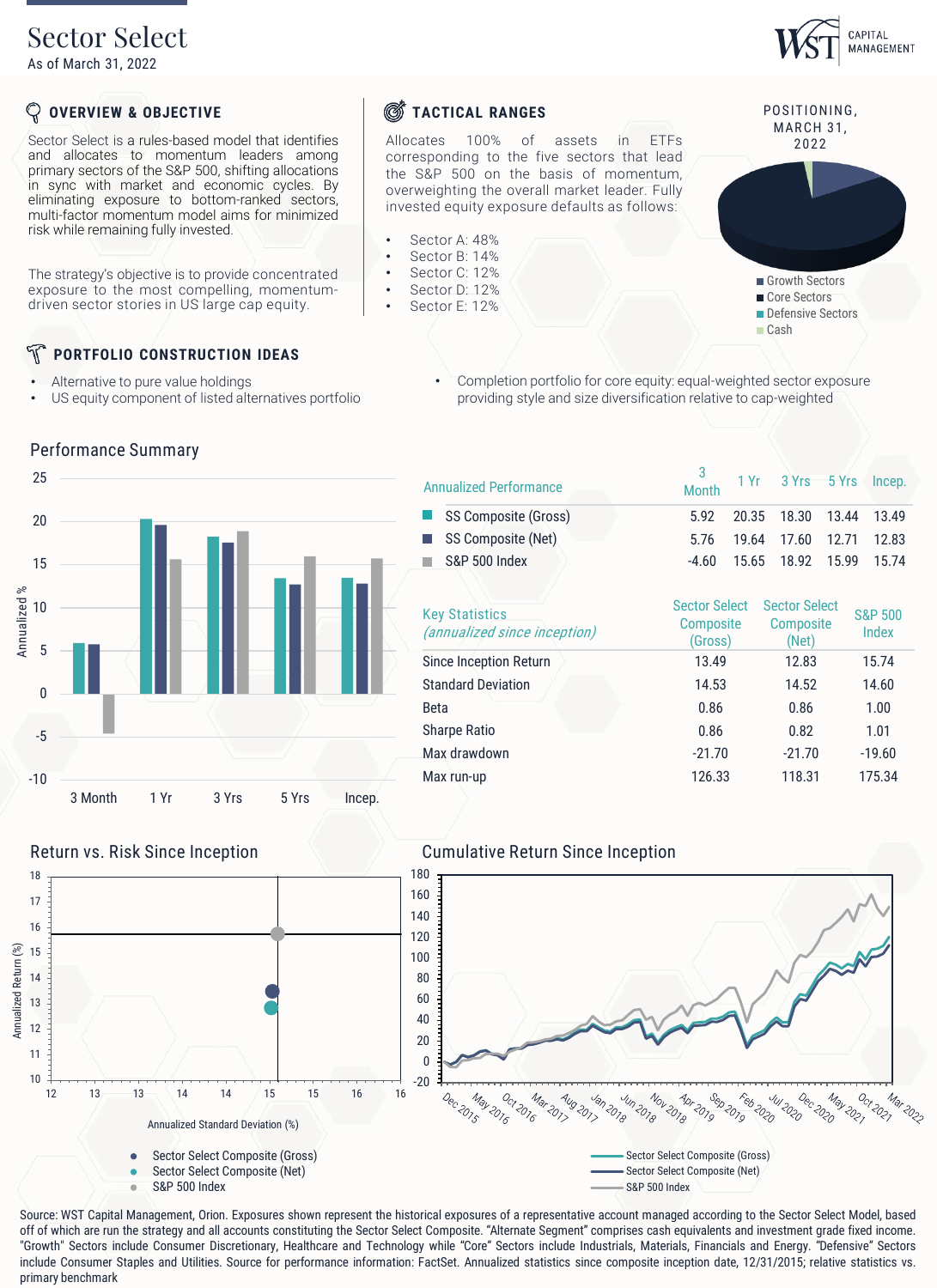# Sector Select

As of March 31, 2022

WST CAPITAL MANAGEMENT

## OVERVIEW & OBJECTIVE

Sector Select is a rules-based model that identifies and allocates to momentum leaders among primary sectors of the S&P 500, shifting allocations in sync with market and economic cycles. By eliminating exposure to bottom-ranked sectors, multi-factor momentum model aims for minimized risk while remaining fully invested.

The strategy's objective is to provide concentrated exposure to the most compelling, momentum-driven sector stories in US large cap equity.

## TACTICAL RANGES

Allocates 100% of assets in ETFs corresponding to the five sectors that lead the S&P 500 on the basis of momentum, overweighting the overall market leader. Fully invested equity exposure defaults as follows:

- Sector A: 48%
- Sector B: 14%
- Sector C: 12%
- Sector D: 12%
- Sector E: 12%

POSITIONING, MARCH 31, 2022

- Growth Sectors
- Core Sectors
- Defensive Sectors
- Cash

## PORTFOLIO CONSTRUCTION IDEAS

- Alternative to pure value holdings
- US equity component of listed alternatives portfolio
- Completion portfolio for core equity: equal-weighted sector exposure providing style and size diversification relative to cap-weighted

## Performance Summary

| Annualized Performance | 3 Month | 1 Yr | 3 Yrs | 5 Yrs | Incep. |
|---|---|---|---|---|---|
| SS Composite (Gross) | 5.92 | 20.35 | 18.30 | 13.44 | 13.49 |
| SS Composite (Net) | 5.76 | 19.64 | 17.60 | 12.71 | 12.83 |
| S&P 500 Index | -4.60 | 15.65 | 18.92 | 15.99 | 15.74 |

| Key Statistics *(annualized since inception)* | Sector Select Composite (Gross) | Sector Select Composite (Net) | S&P 500 Index |
|---|---|---|---|
| Since Inception Return | 13.49 | 12.83 | 15.74 |
| Standard Deviation | 14.53 | 14.52 | 14.60 |
| Beta | 0.86 | 0.86 | 1.00 |
| Sharpe Ratio | 0.86 | 0.82 | 1.01 |
| Max drawdown | -21.70 | -21.70 | -19.60 |
| Max run-up | 126.33 | 118.31 | 175.34 |

## Return vs. Risk Since Inception

- Sector Select Composite (Gross)
- Sector Select Composite (Net)
- S&P 500 Index

## Cumulative Return Since Inception

- Sector Select Composite (Gross)
- Sector Select Composite (Net)
- S&P 500 Index

Source: WST Capital Management, Orion. Exposures shown represent the historical exposures of a representative account managed according to the Sector Select Model, based off of which are run the strategy and all accounts constituting the Sector Select Composite. "Alternate Segment" comprises cash equivalents and investment grade fixed income. "Growth" Sectors include Consumer Discretionary, Healthcare and Technology while "Core" Sectors include Industrials, Materials, Financials and Energy. "Defensive" Sectors include Consumer Staples and Utilities. Source for performance information: FactSet. Annualized statistics since composite inception date, 12/31/2015; relative statistics vs. primary benchmark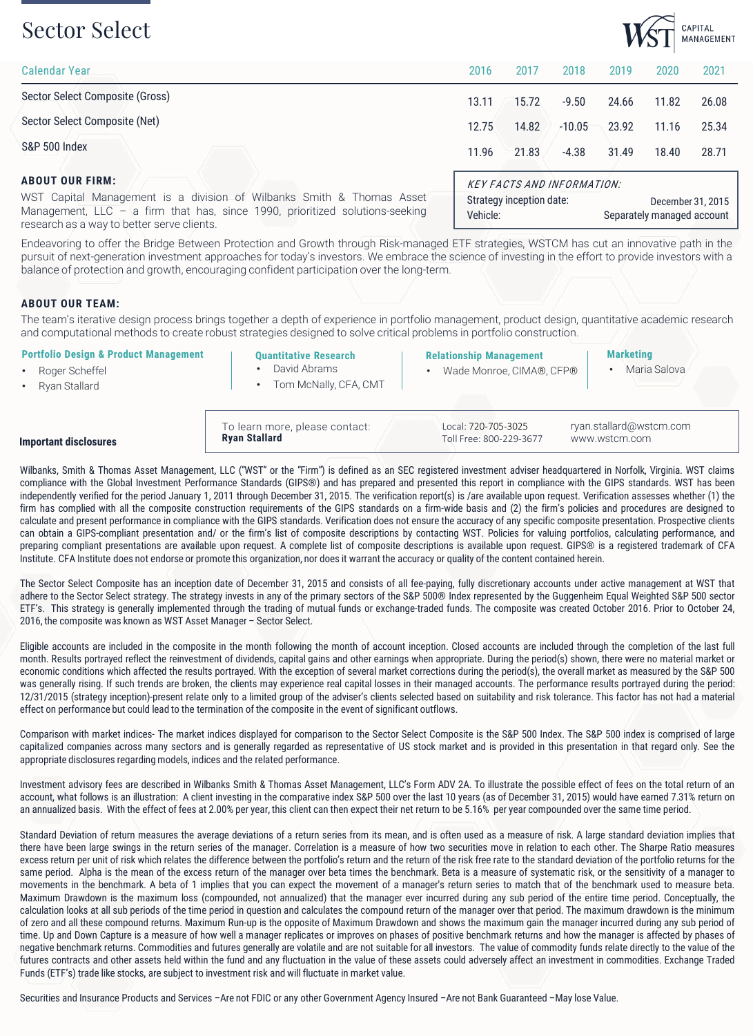# Sector Select

WST CAPITAL MANAGEMENT

| Calendar Year | 2016 | 2017 | 2018 | 2019 | 2020 | 2021 |
|---|---|---|---|---|---|---|
| Sector Select Composite (Gross) | 13.11 | 15.72 | -9.50 | 24.66 | 11.82 | 26.08 |
| Sector Select Composite (Net) | 12.75 | 14.82 | -10.05 | 23.92 | 11.16 | 25.34 |
| S&P 500 Index | 11.96 | 21.83 | -4.38 | 31.49 | 18.40 | 28.71 |

## ABOUT OUR FIRM:

WST Capital Management is a division of Wilbanks Smith & Thomas Asset Management, LLC – a firm that has, since 1990, prioritized solutions-seeking research as a way to better serve clients.

*KEY FACTS AND INFORMATION:*

| | |
|---|---|
| Strategy inception date: | December 31, 2015 |
| Vehicle: | Separately managed account |

Endeavoring to offer the Bridge Between Protection and Growth through Risk-managed ETF strategies, WSTCM has cut an innovative path in the pursuit of next-generation investment approaches for today's investors. We embrace the science of investing in the effort to provide investors with a balance of protection and growth, encouraging confident participation over the long-term.

## ABOUT OUR TEAM:

The team's iterative design process brings together a depth of experience in portfolio management, product design, quantitative academic research and computational methods to create robust strategies designed to solve critical problems in portfolio construction.

**Portfolio Design & Product Management**
- Roger Scheffel
- Ryan Stallard

**Quantitative Research**
- David Abrams
- Tom McNally, CFA, CMT

**Relationship Management**
- Wade Monroe, CIMA®, CFP®

**Marketing**
- Maria Salova

To learn more, please contact: **Ryan Stallard**
Local: 720-705-3025
Toll Free: 800-229-3677
ryan.stallard@wstcm.com
www.wstcm.com

**Important disclosures**

Wilbanks, Smith & Thomas Asset Management, LLC ("WST" or the "Firm") is defined as an SEC registered investment adviser headquartered in Norfolk, Virginia. WST claims compliance with the Global Investment Performance Standards (GIPS®) and has prepared and presented this report in compliance with the GIPS standards. WST has been independently verified for the period January 1, 2011 through December 31, 2015. The verification report(s) is /are available upon request. Verification assesses whether (1) the firm has complied with all the composite construction requirements of the GIPS standards on a firm-wide basis and (2) the firm's policies and procedures are designed to calculate and present performance in compliance with the GIPS standards. Verification does not ensure the accuracy of any specific composite presentation. Prospective clients can obtain a GIPS-compliant presentation and/ or the firm's list of composite descriptions by contacting WST. Policies for valuing portfolios, calculating performance, and preparing compliant presentations are available upon request. A complete list of composite descriptions is available upon request. GIPS® is a registered trademark of CFA Institute. CFA Institute does not endorse or promote this organization, nor does it warrant the accuracy or quality of the content contained herein.

The Sector Select Composite has an inception date of December 31, 2015 and consists of all fee-paying, fully discretionary accounts under active management at WST that adhere to the Sector Select strategy. The strategy invests in any of the primary sectors of the S&P 500® Index represented by the Guggenheim Equal Weighted S&P 500 sector ETF's. This strategy is generally implemented through the trading of mutual funds or exchange-traded funds. The composite was created October 2016. Prior to October 24, 2016, the composite was known as WST Asset Manager – Sector Select.

Eligible accounts are included in the composite in the month following the month of account inception. Closed accounts are included through the completion of the last full month. Results portrayed reflect the reinvestment of dividends, capital gains and other earnings when appropriate. During the period(s) shown, there were no material market or economic conditions which affected the results portrayed. With the exception of several market corrections during the period(s), the overall market as measured by the S&P 500 was generally rising. If such trends are broken, the clients may experience real capital losses in their managed accounts. The performance results portrayed during the period: 12/31/2015 (strategy inception)-present relate only to a limited group of the adviser's clients selected based on suitability and risk tolerance. This factor has not had a material effect on performance but could lead to the termination of the composite in the event of significant outflows.

Comparison with market indices- The market indices displayed for comparison to the Sector Select Composite is the S&P 500 Index. The S&P 500 index is comprised of large capitalized companies across many sectors and is generally regarded as representative of US stock market and is provided in this presentation in that regard only. See the appropriate disclosures regarding models, indices and the related performance.

Investment advisory fees are described in Wilbanks Smith & Thomas Asset Management, LLC's Form ADV 2A. To illustrate the possible effect of fees on the total return of an account, what follows is an illustration: A client investing in the comparative index S&P 500 over the last 10 years (as of December 31, 2015) would have earned 7.31% return on an annualized basis. With the effect of fees at 2.00% per year, this client can then expect their net return to be 5.16% per year compounded over the same time period.

Standard Deviation of return measures the average deviations of a return series from its mean, and is often used as a measure of risk. A large standard deviation implies that there have been large swings in the return series of the manager. Correlation is a measure of how two securities move in relation to each other. The Sharpe Ratio measures excess return per unit of risk which relates the difference between the portfolio's return and the return of the risk free rate to the standard deviation of the portfolio returns for the same period. Alpha is the mean of the excess return of the manager over beta times the benchmark. Beta is a measure of systematic risk, or the sensitivity of a manager to movements in the benchmark. A beta of 1 implies that you can expect the movement of a manager's return series to match that of the benchmark used to measure beta. Maximum Drawdown is the maximum loss (compounded, not annualized) that the manager ever incurred during any sub period of the entire time period. Conceptually, the calculation looks at all sub periods of the time period in question and calculates the compound return of the manager over that period. The maximum drawdown is the minimum of zero and all these compound returns. Maximum Run-up is the opposite of Maximum Drawdown and shows the maximum gain the manager incurred during any sub period of time. Up and Down Capture is a measure of how well a manager replicates or improves on phases of positive benchmark returns and how the manager is affected by phases of negative benchmark returns. Commodities and futures generally are volatile and are not suitable for all investors. The value of commodity funds relate directly to the value of the futures contracts and other assets held within the fund and any fluctuation in the value of these assets could adversely affect an investment in commodities. Exchange Traded Funds (ETF's) trade like stocks, are subject to investment risk and will fluctuate in market value.

Securities and Insurance Products and Services –Are not FDIC or any other Government Agency Insured –Are not Bank Guaranteed –May lose Value.